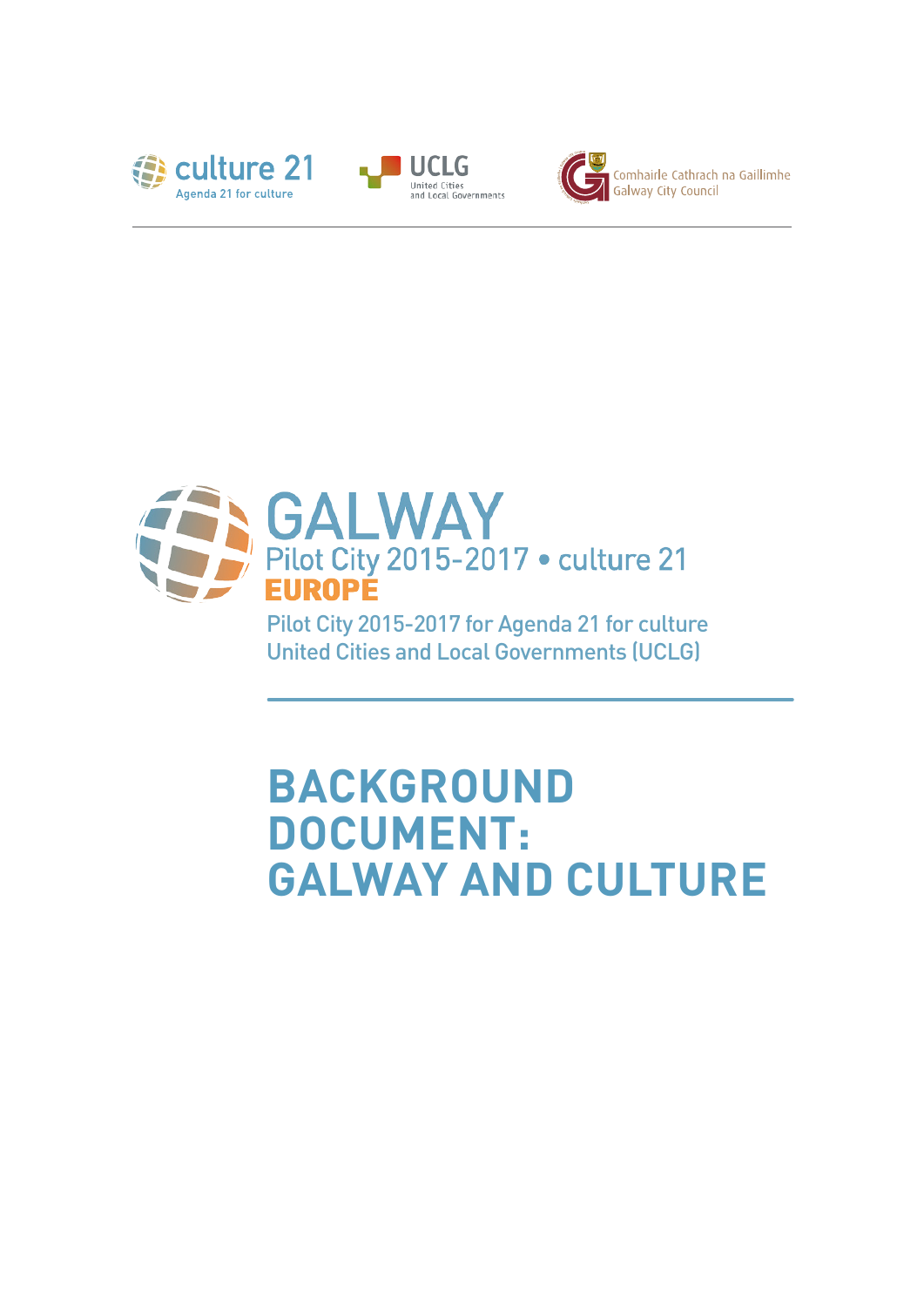culture 21
Agenda 21 for culture

UCLG
United Cities and Local Governments

Comhairle Cathrach na Gaillimhe
Galway City Council

# GALWAY

Pilot City 2015-2017 • culture 21

**EUROPE**

Pilot City 2015-2017 for Agenda 21 for culture
United Cities and Local Governments (UCLG)

# BACKGROUND DOCUMENT: GALWAY AND CULTURE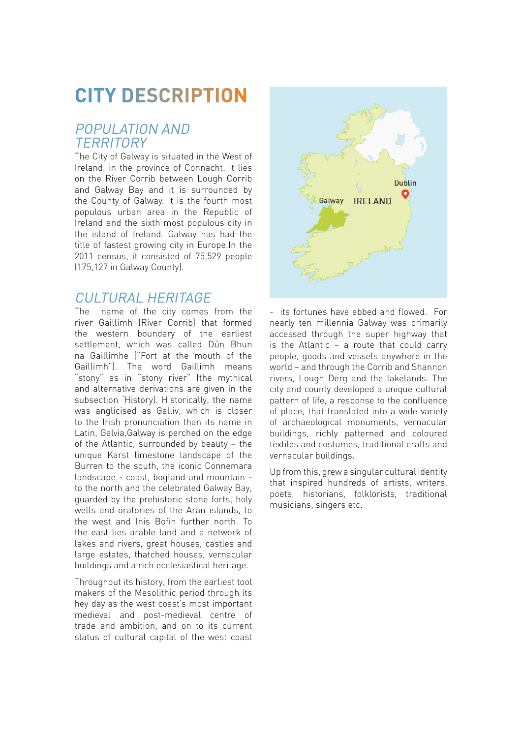# CITY DESCRIPTION

## *POPULATION AND TERRITORY*

The City of Galway is situated in the West of Ireland, in the province of Connacht. It lies on the River Corrib between Lough Corrib and Galway Bay and it is surrounded by the County of Galway. It is the fourth most populous urban area in the Republic of Ireland and the sixth most populous city in the island of Ireland. Galway has had the title of fastest growing city in Europe.In the 2011 census, it consisted of 75,529 people (175,127 in Galway County).

## *CULTURAL HERITAGE*

The name of the city comes from the river Gaillimh (River Corrib) that formed the western boundary of the earliest settlement, which was called Dún Bhun na Gaillimhe ("Fort at the mouth of the Gaillimh"). The word Gaillimh means "stony" as in "stony river" (the mythical and alternative derivations are given in the subsection 'History). Historically, the name was anglicised as Galliv, which is closer to the Irish pronunciation than its name in Latin, Galvia.Galway is perched on the edge of the Atlantic, surrounded by beauty – the unique Karst limestone landscape of the Burren to the south, the iconic Connemara landscape - coast, bogland and mountain - to the north and the celebrated Galway Bay, guarded by the prehistoric stone forts, holy wells and oratories of the Aran islands, to the west and Inis Bofin further north. To the east lies arable land and a network of lakes and rivers, great houses, castles and large estates, thatched houses, vernacular buildings and a rich ecclesiastical heritage.

Throughout its history, from the earliest tool makers of the Mesolithic period through its hey day as the west coast's most important medieval and post-medieval centre of trade and ambition, and on to its current status of cultural capital of the west coast - its fortunes have ebbed and flowed. For nearly ten millennia Galway was primarily accessed through the super highway that is the Atlantic – a route that could carry people, goods and vessels anywhere in the world – and through the Corrib and Shannon rivers, Lough Derg and the lakelands. The city and county developed a unique cultural pattern of life, a response to the confluence of place, that translated into a wide variety of archaeological monuments, vernacular buildings, richly patterned and coloured textiles and costumes, traditional crafts and vernacular buildings.

Up from this, grew a singular cultural identity that inspired hundreds of artists, writers, poets, historians, folklorists, traditional musicians, singers etc.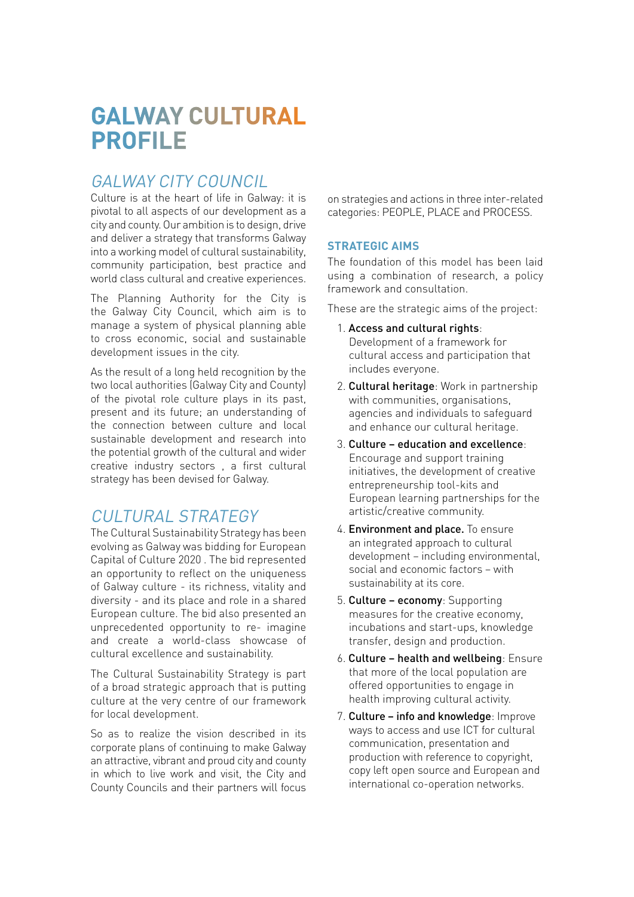# GALWAY CULTURAL PROFILE

## *GALWAY CITY COUNCIL*

Culture is at the heart of life in Galway: it is pivotal to all aspects of our development as a city and county. Our ambition is to design, drive and deliver a strategy that transforms Galway into a working model of cultural sustainability, community participation, best practice and world class cultural and creative experiences.

The Planning Authority for the City is the Galway City Council, which aim is to manage a system of physical planning able to cross economic, social and sustainable development issues in the city.

As the result of a long held recognition by the two local authorities (Galway City and County) of the pivotal role culture plays in its past, present and its future; an understanding of the connection between culture and local sustainable development and research into the potential growth of the cultural and wider creative industry sectors , a first cultural strategy has been devised for Galway.

## *CULTURAL STRATEGY*

The Cultural Sustainability Strategy has been evolving as Galway was bidding for European Capital of Culture 2020 . The bid represented an opportunity to reflect on the uniqueness of Galway culture - its richness, vitality and diversity - and its place and role in a shared European culture. The bid also presented an unprecedented opportunity to re- imagine and create a world-class showcase of cultural excellence and sustainability.

The Cultural Sustainability Strategy is part of a broad strategic approach that is putting culture at the very centre of our framework for local development.

So as to realize the vision described in its corporate plans of continuing to make Galway an attractive, vibrant and proud city and county in which to live work and visit, the City and County Councils and their partners will focus on strategies and actions in three inter-related categories: PEOPLE, PLACE and PROCESS.

### STRATEGIC AIMS

The foundation of this model has been laid using a combination of research, a policy framework and consultation.

These are the strategic aims of the project:

1. **Access and cultural rights**: Development of a framework for cultural access and participation that includes everyone.
2. **Cultural heritage**: Work in partnership with communities, organisations, agencies and individuals to safeguard and enhance our cultural heritage.
3. **Culture – education and excellence**: Encourage and support training initiatives, the development of creative entrepreneurship tool-kits and European learning partnerships for the artistic/creative community.
4. **Environment and place.** To ensure an integrated approach to cultural development – including environmental, social and economic factors – with sustainability at its core.
5. **Culture – economy**: Supporting measures for the creative economy, incubations and start-ups, knowledge transfer, design and production.
6. **Culture – health and wellbeing**: Ensure that more of the local population are offered opportunities to engage in health improving cultural activity.
7. **Culture – info and knowledge**: Improve ways to access and use ICT for cultural communication, presentation and production with reference to copyright, copy left open source and European and international co-operation networks.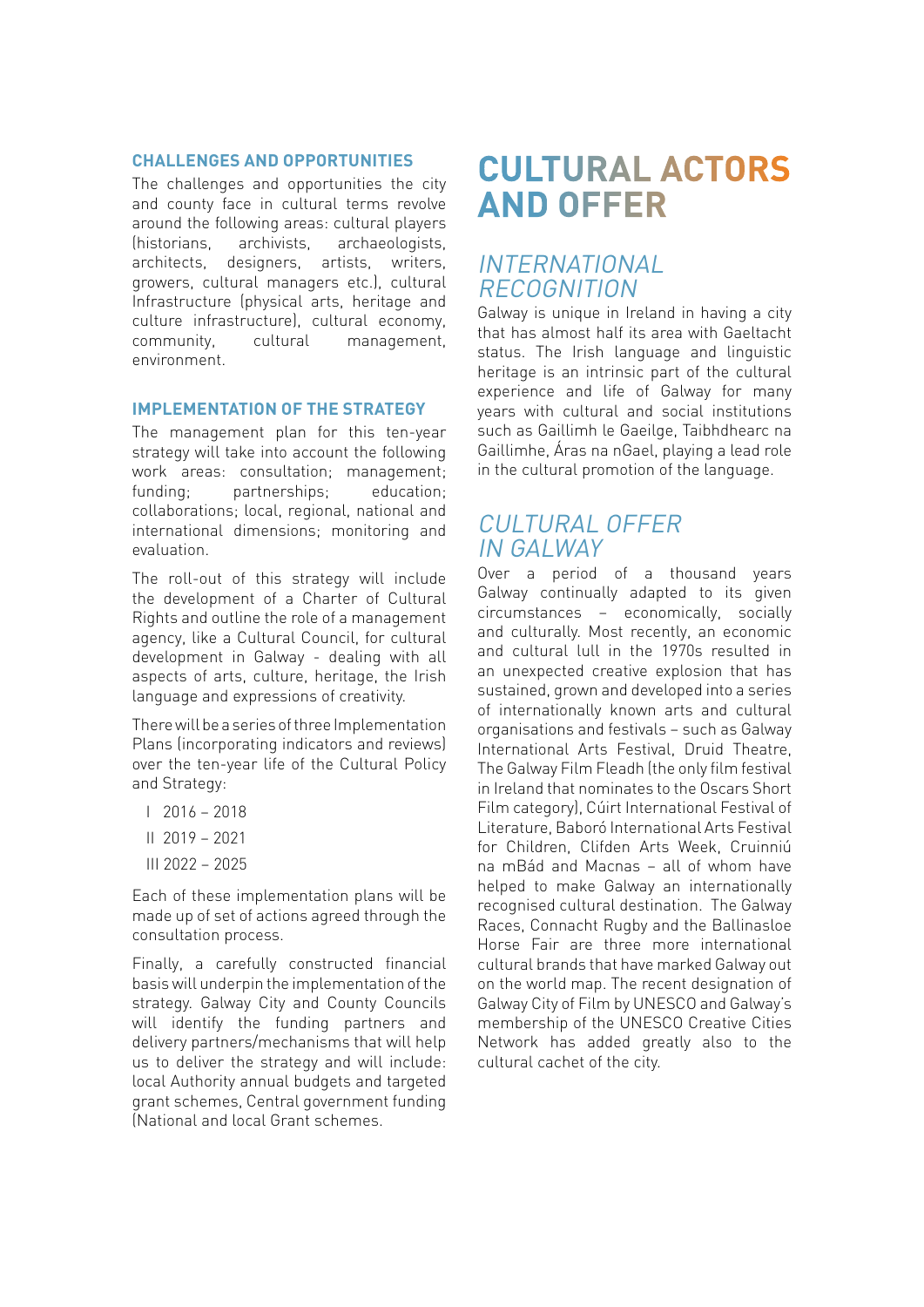### CHALLENGES AND OPPORTUNITIES

The challenges and opportunities the city and county face in cultural terms revolve around the following areas: cultural players (historians, archivists, archaeologists, architects, designers, artists, writers, growers, cultural managers etc.), cultural Infrastructure (physical arts, heritage and culture infrastructure), cultural economy, community, cultural management, environment.

### IMPLEMENTATION OF THE STRATEGY

The management plan for this ten-year strategy will take into account the following work areas: consultation; management; funding; partnerships; education; collaborations; local, regional, national and international dimensions; monitoring and evaluation.

The roll-out of this strategy will include the development of a Charter of Cultural Rights and outline the role of a management agency, like a Cultural Council, for cultural development in Galway - dealing with all aspects of arts, culture, heritage, the Irish language and expressions of creativity.

There will be a series of three Implementation Plans (incorporating indicators and reviews) over the ten-year life of the Cultural Policy and Strategy:

- I 2016 – 2018
- II 2019 – 2021
- III 2022 – 2025

Each of these implementation plans will be made up of set of actions agreed through the consultation process.

Finally, a carefully constructed financial basis will underpin the implementation of the strategy. Galway City and County Councils will identify the funding partners and delivery partners/mechanisms that will help us to deliver the strategy and will include: local Authority annual budgets and targeted grant schemes, Central government funding (National and local Grant schemes.

# CULTURAL ACTORS AND OFFER

## *INTERNATIONAL RECOGNITION*

Galway is unique in Ireland in having a city that has almost half its area with Gaeltacht status. The Irish language and linguistic heritage is an intrinsic part of the cultural experience and life of Galway for many years with cultural and social institutions such as Gaillimh le Gaeilge, Taibhdhearc na Gaillimhe, Áras na nGael, playing a lead role in the cultural promotion of the language.

## *CULTURAL OFFER IN GALWAY*

Over a period of a thousand years Galway continually adapted to its given circumstances – economically, socially and culturally. Most recently, an economic and cultural lull in the 1970s resulted in an unexpected creative explosion that has sustained, grown and developed into a series of internationally known arts and cultural organisations and festivals – such as Galway International Arts Festival, Druid Theatre, The Galway Film Fleadh (the only film festival in Ireland that nominates to the Oscars Short Film category), Cúirt International Festival of Literature, Baboró International Arts Festival for Children, Clifden Arts Week, Cruinniú na mBád and Macnas – all of whom have helped to make Galway an internationally recognised cultural destination. The Galway Races, Connacht Rugby and the Ballinasloe Horse Fair are three more international cultural brands that have marked Galway out on the world map. The recent designation of Galway City of Film by UNESCO and Galway's membership of the UNESCO Creative Cities Network has added greatly also to the cultural cachet of the city.